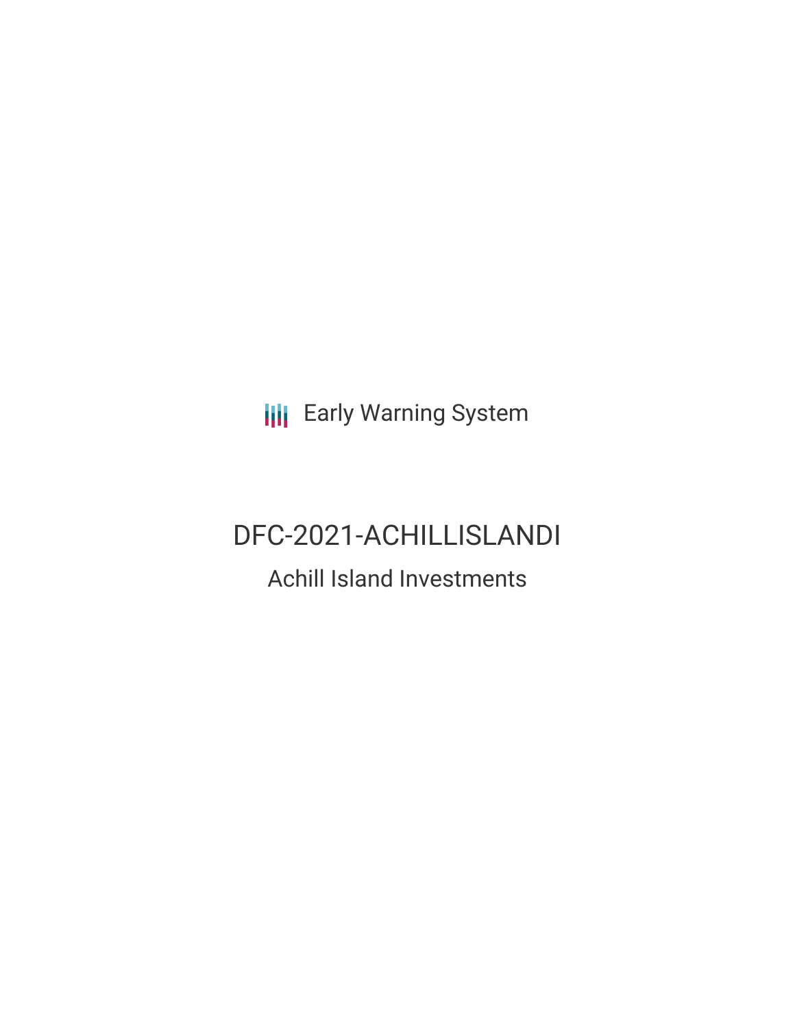Early Warning System

# DFC-2021-ACHILLISLANDI

## Achill Island Investments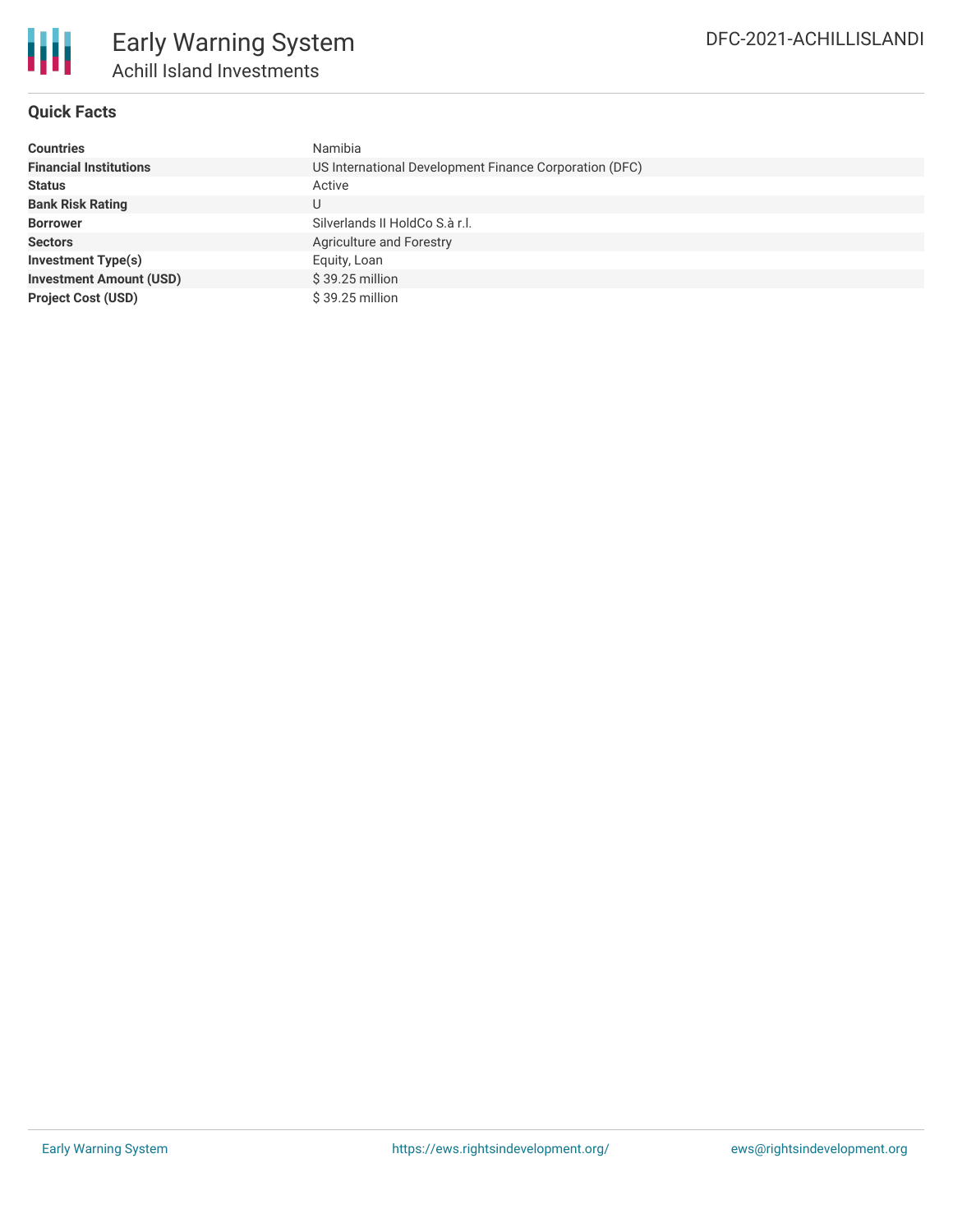# Early Warning System

## Achill Island Investments

DFC-2021-ACHILLISLANDI

### Quick Facts

| | |
|---|---|
| **Countries** | Namibia |
| **Financial Institutions** | US International Development Finance Corporation (DFC) |
| **Status** | Active |
| **Bank Risk Rating** | U |
| **Borrower** | Silverlands II HoldCo S.à r.l. |
| **Sectors** | Agriculture and Forestry |
| **Investment Type(s)** | Equity, Loan |
| **Investment Amount (USD)** | $ 39.25 million |
| **Project Cost (USD)** | $ 39.25 million |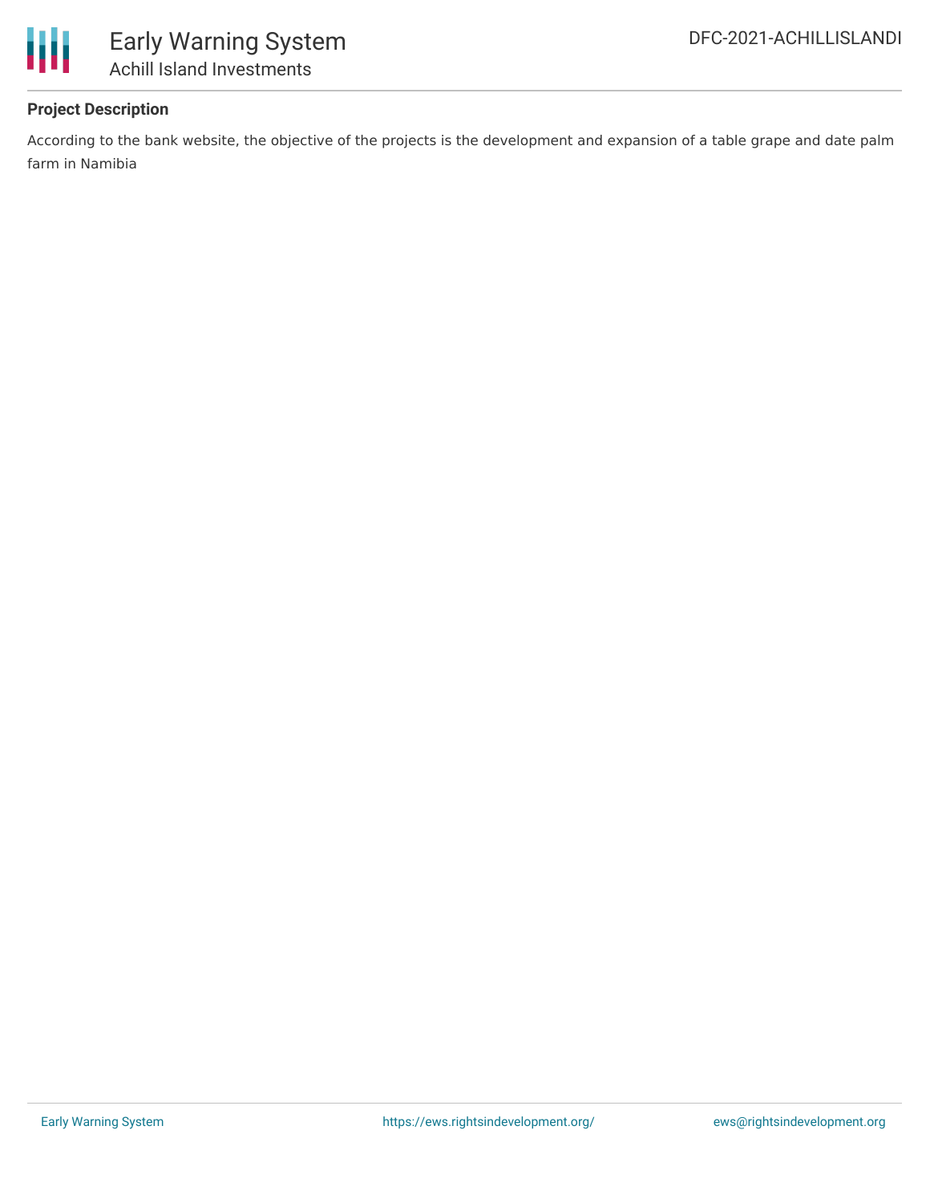**Project Description**

According to the bank website, the objective of the projects is the development and expansion of a table grape and date palm farm in Namibia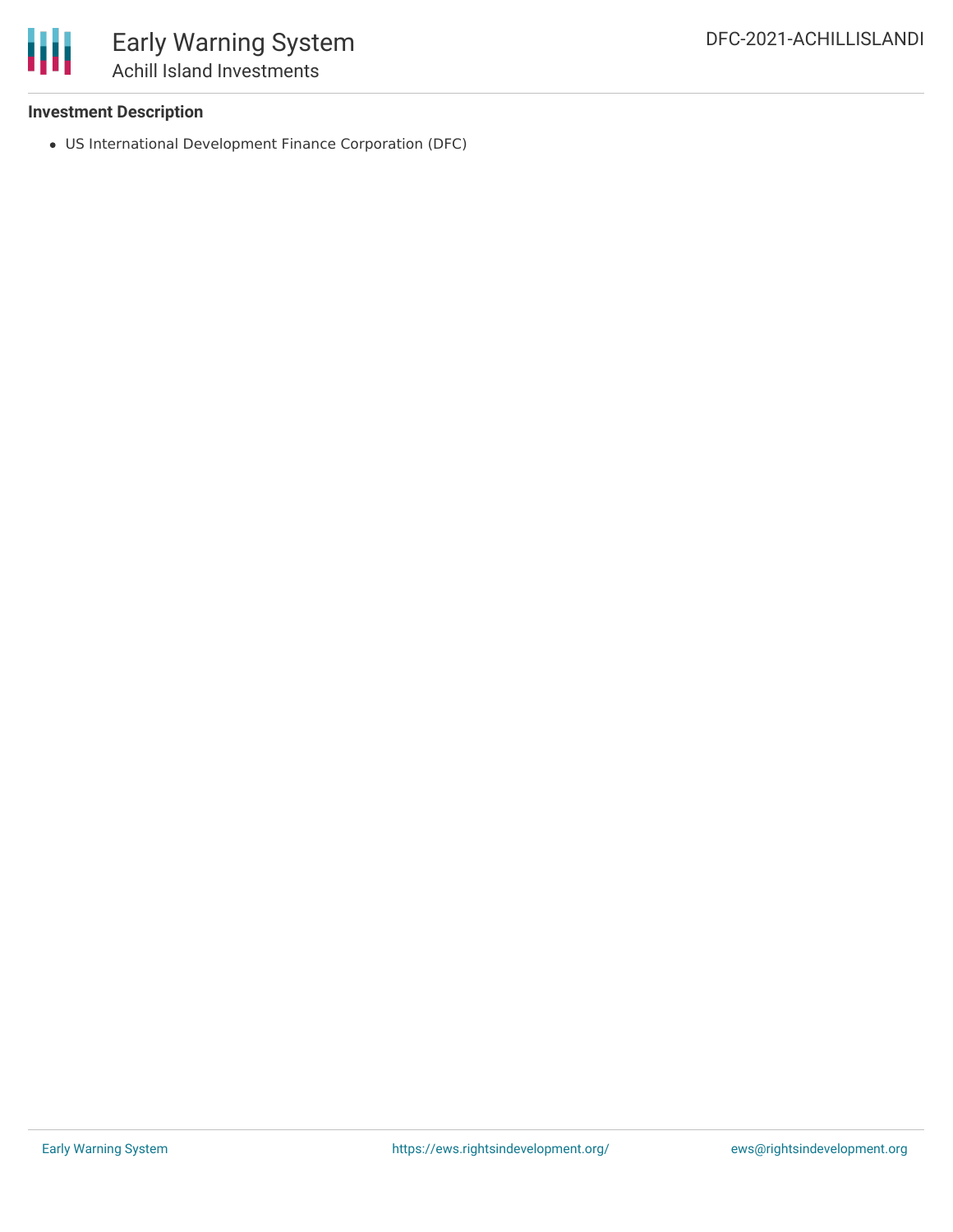**Investment Description**

- US International Development Finance Corporation (DFC)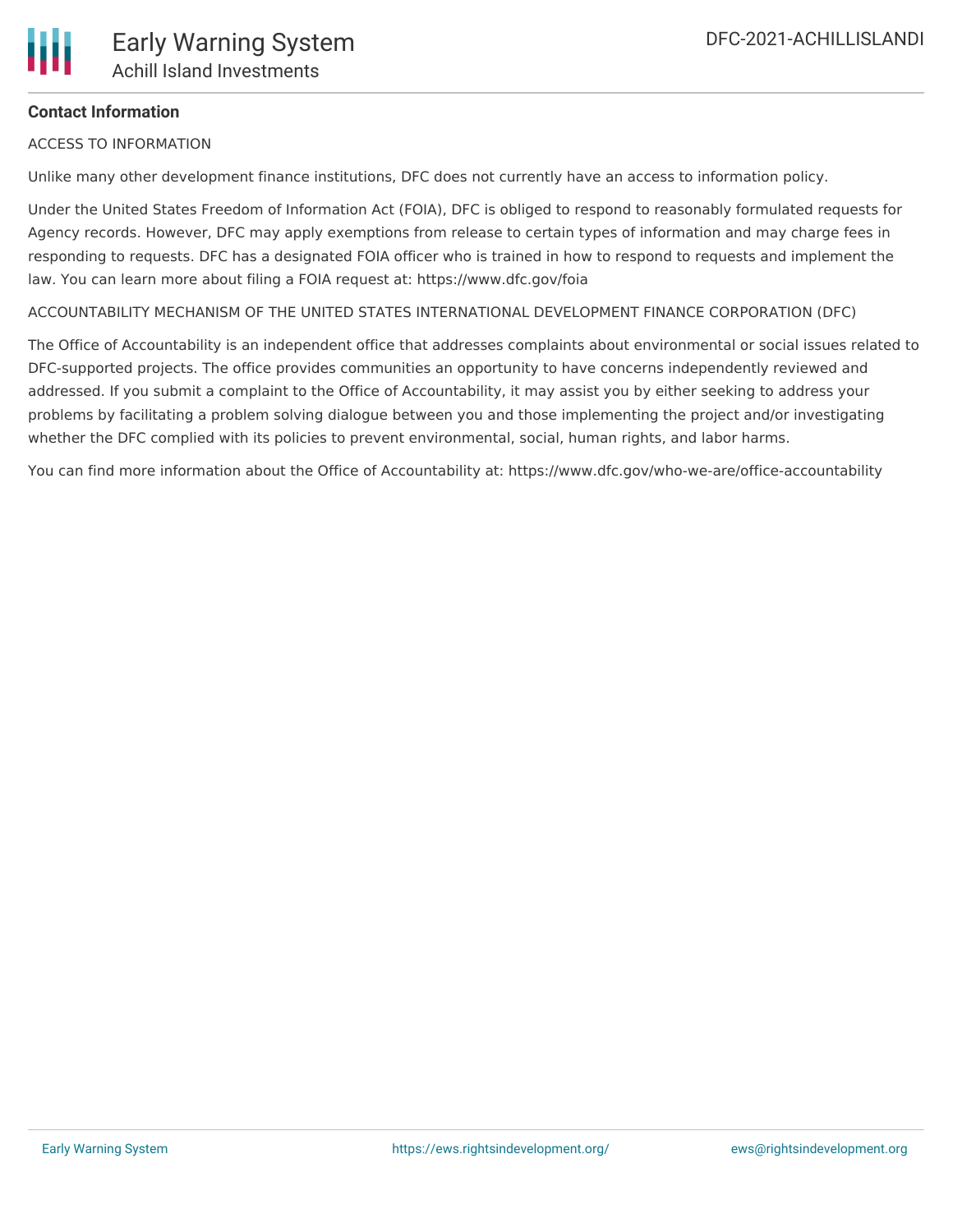**Contact Information**

ACCESS TO INFORMATION

Unlike many other development finance institutions, DFC does not currently have an access to information policy.

Under the United States Freedom of Information Act (FOIA), DFC is obliged to respond to reasonably formulated requests for Agency records. However, DFC may apply exemptions from release to certain types of information and may charge fees in responding to requests. DFC has a designated FOIA officer who is trained in how to respond to requests and implement the law. You can learn more about filing a FOIA request at: https://www.dfc.gov/foia

ACCOUNTABILITY MECHANISM OF THE UNITED STATES INTERNATIONAL DEVELOPMENT FINANCE CORPORATION (DFC)

The Office of Accountability is an independent office that addresses complaints about environmental or social issues related to DFC-supported projects. The office provides communities an opportunity to have concerns independently reviewed and addressed. If you submit a complaint to the Office of Accountability, it may assist you by either seeking to address your problems by facilitating a problem solving dialogue between you and those implementing the project and/or investigating whether the DFC complied with its policies to prevent environmental, social, human rights, and labor harms.

You can find more information about the Office of Accountability at: https://www.dfc.gov/who-we-are/office-accountability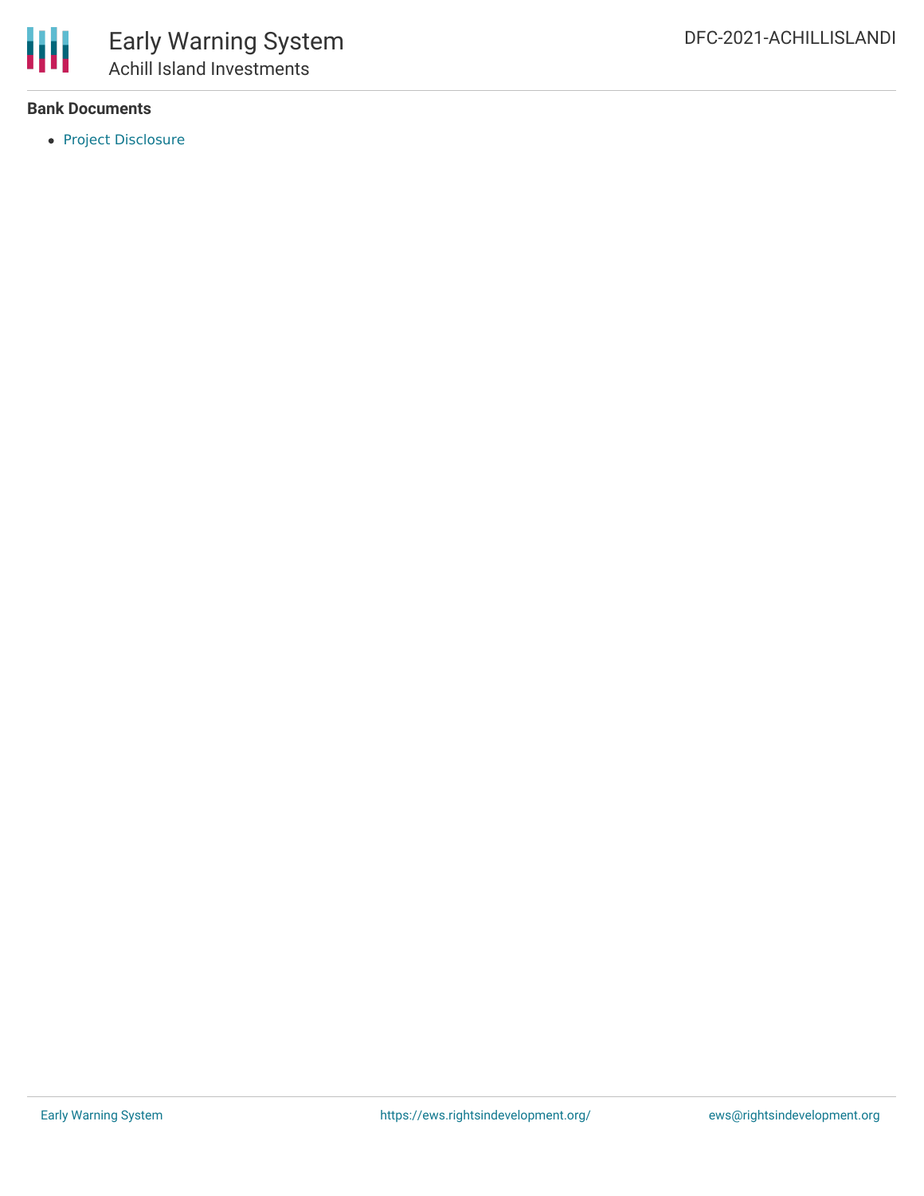**Bank Documents**

- Project Disclosure